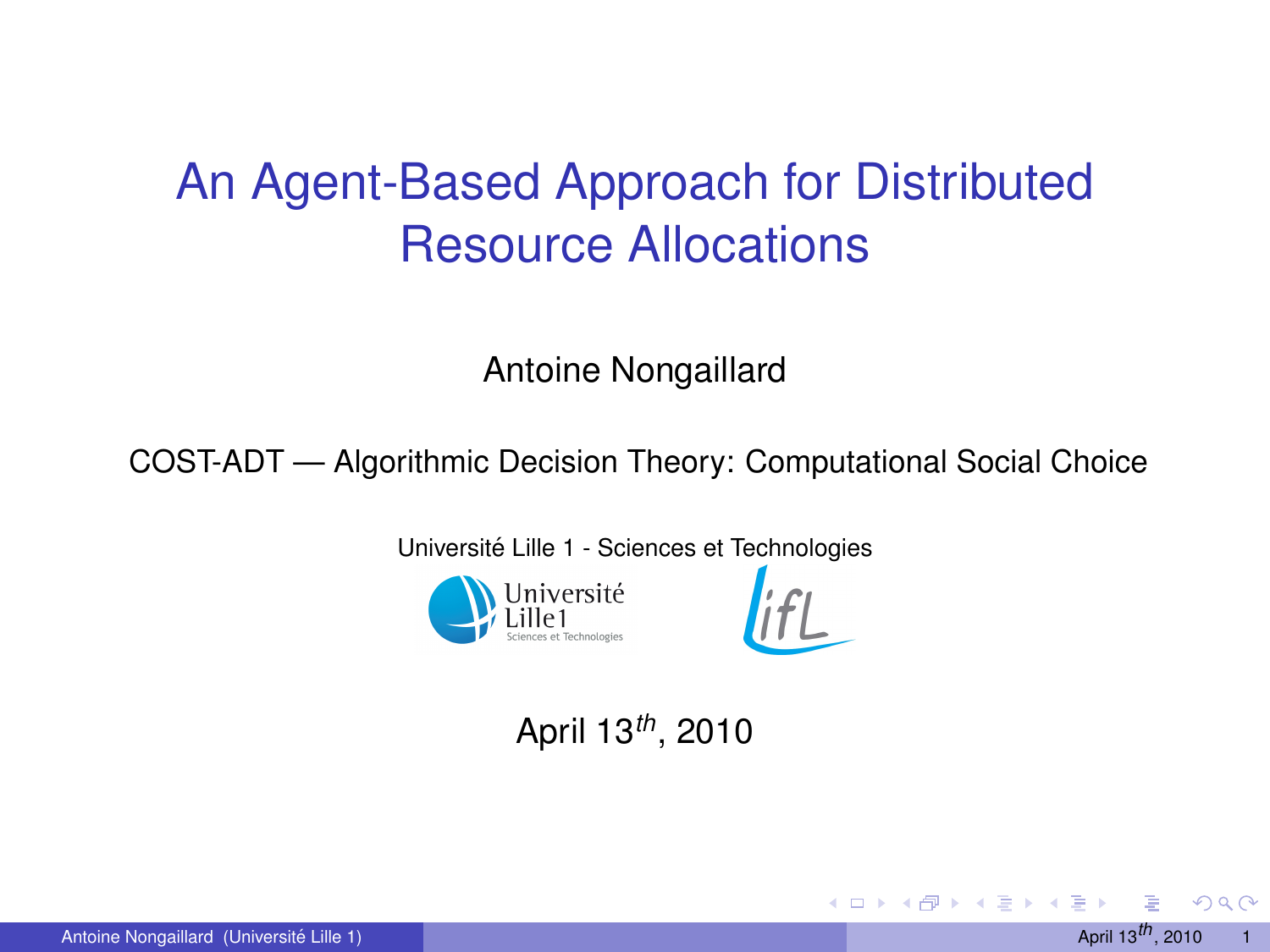# An Agent-Based Approach for Distributed Resource Allocations

Antoine Nongaillard

COST-ADT — Algorithmic Decision Theory: Computational Social Choice

Université Lille 1 - Sciences et Technologies

April 13$^{th}$, 2010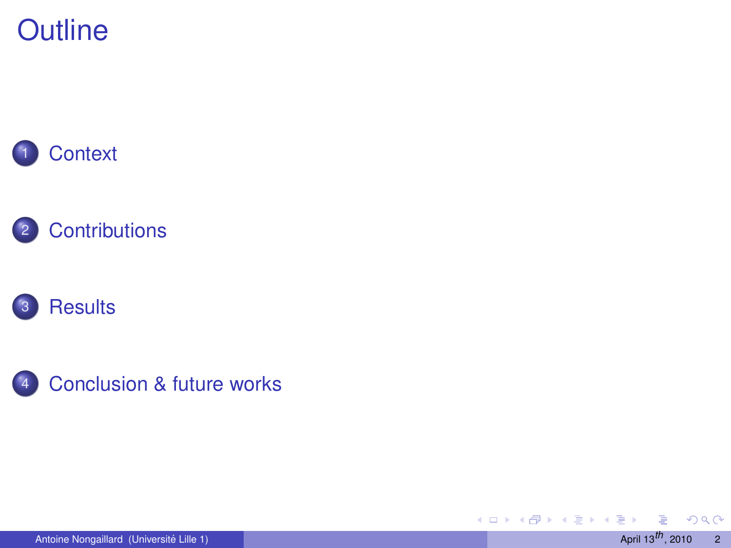# Outline

1. Context

2. Contributions

3. Results

4. Conclusion & future works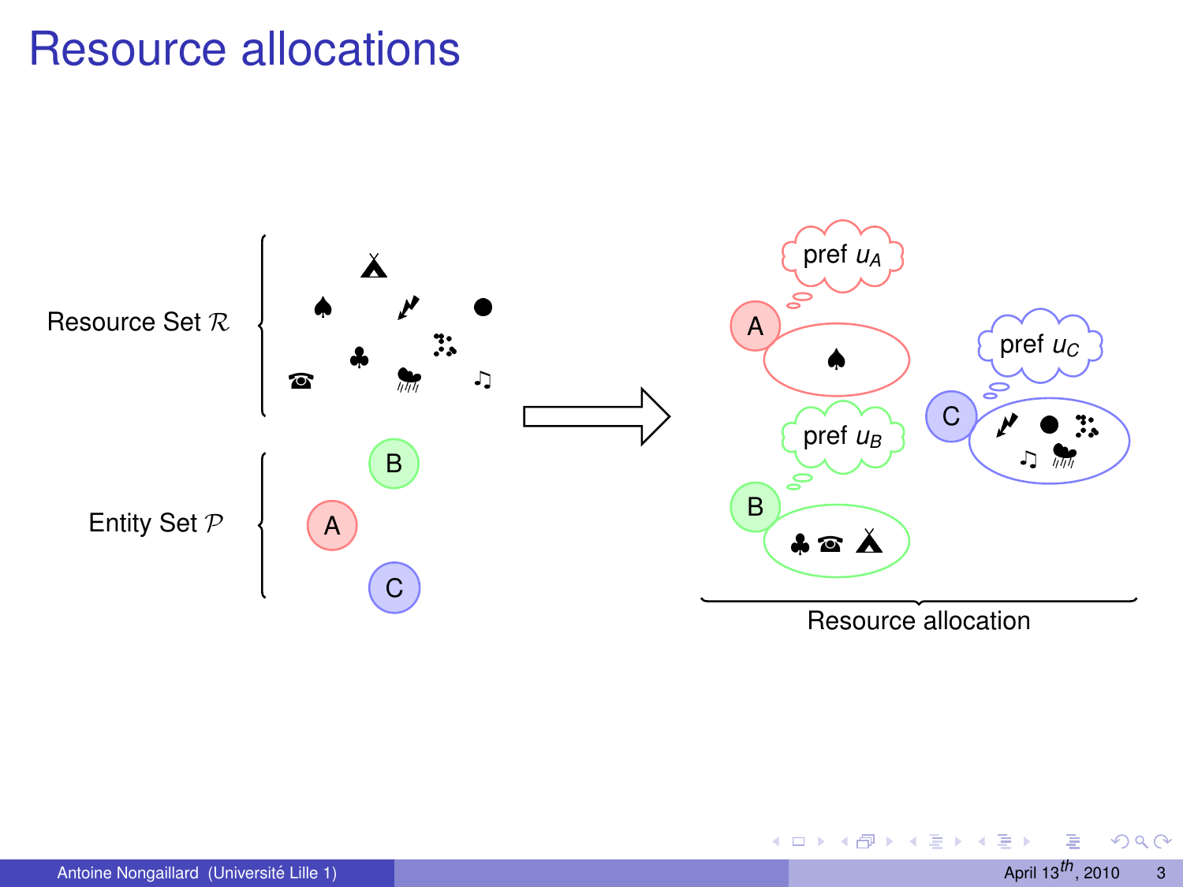# Resource allocations

Resource Set $\mathcal{R}$

Entity Set $\mathcal{P}$

A

B

C

pref $u_A$

pref $u_B$

pref $u_C$

Resource allocation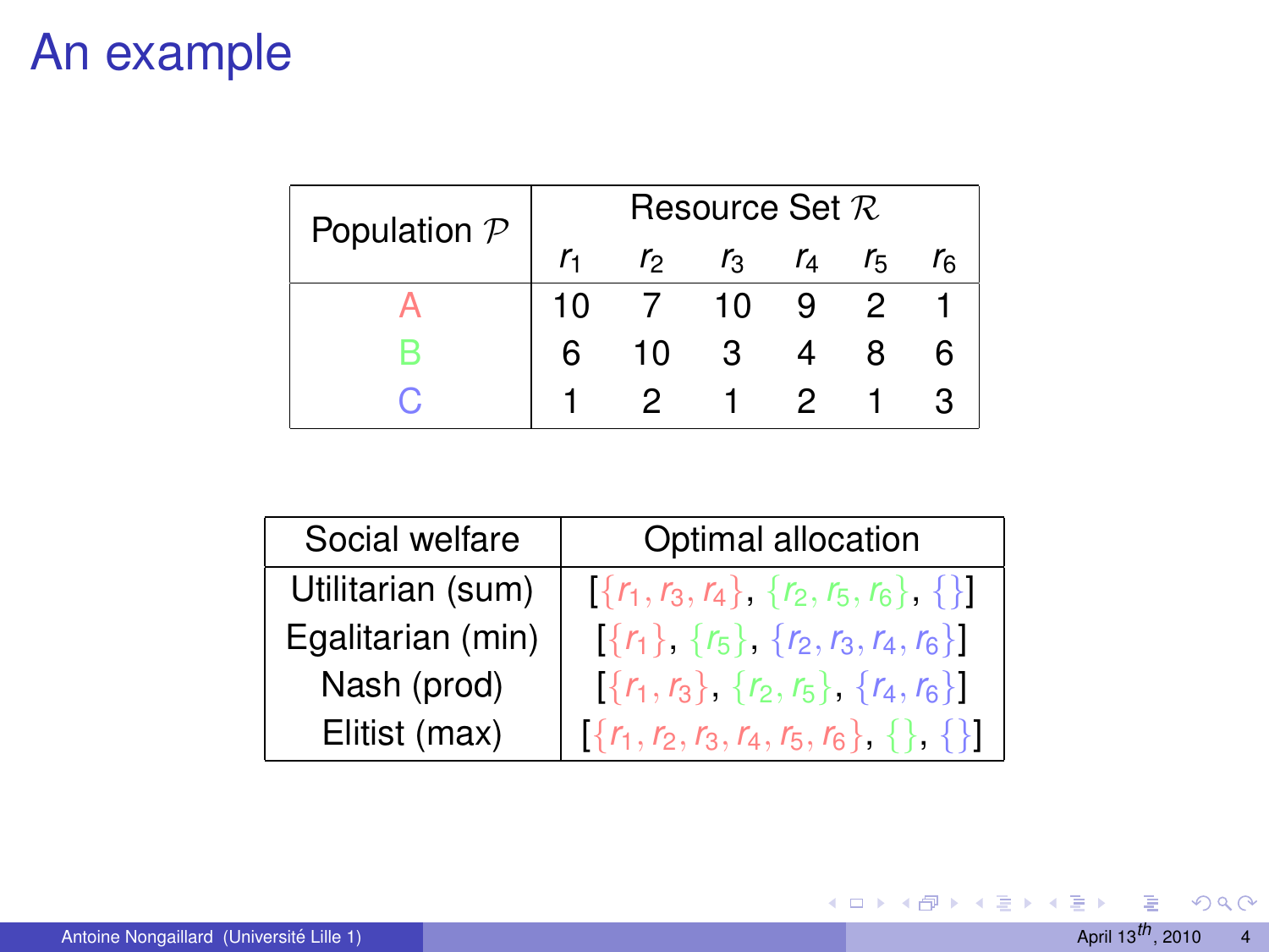# An example

| Population $\mathcal{P}$ | Resource Set $\mathcal{R}$ | | | | | |
|---|---|---|---|---|---|---|
| | $r_1$ | $r_2$ | $r_3$ | $r_4$ | $r_5$ | $r_6$ |
| A | 10 | 7 | 10 | 9 | 2 | 1 |
| B | 6 | 10 | 3 | 4 | 8 | 6 |
| C | 1 | 2 | 1 | 2 | 1 | 3 |

| Social welfare | Optimal allocation |
|---|---|
| Utilitarian (sum) | $[\{r_1, r_3, r_4\}, \{r_2, r_5, r_6\}, \{\}]$ |
| Egalitarian (min) | $[\{r_1\}, \{r_5\}, \{r_2, r_3, r_4, r_6\}]$ |
| Nash (prod) | $[\{r_1, r_3\}, \{r_2, r_5\}, \{r_4, r_6\}]$ |
| Elitist (max) | $[\{r_1, r_2, r_3, r_4, r_5, r_6\}, \{\}, \{\}]$ |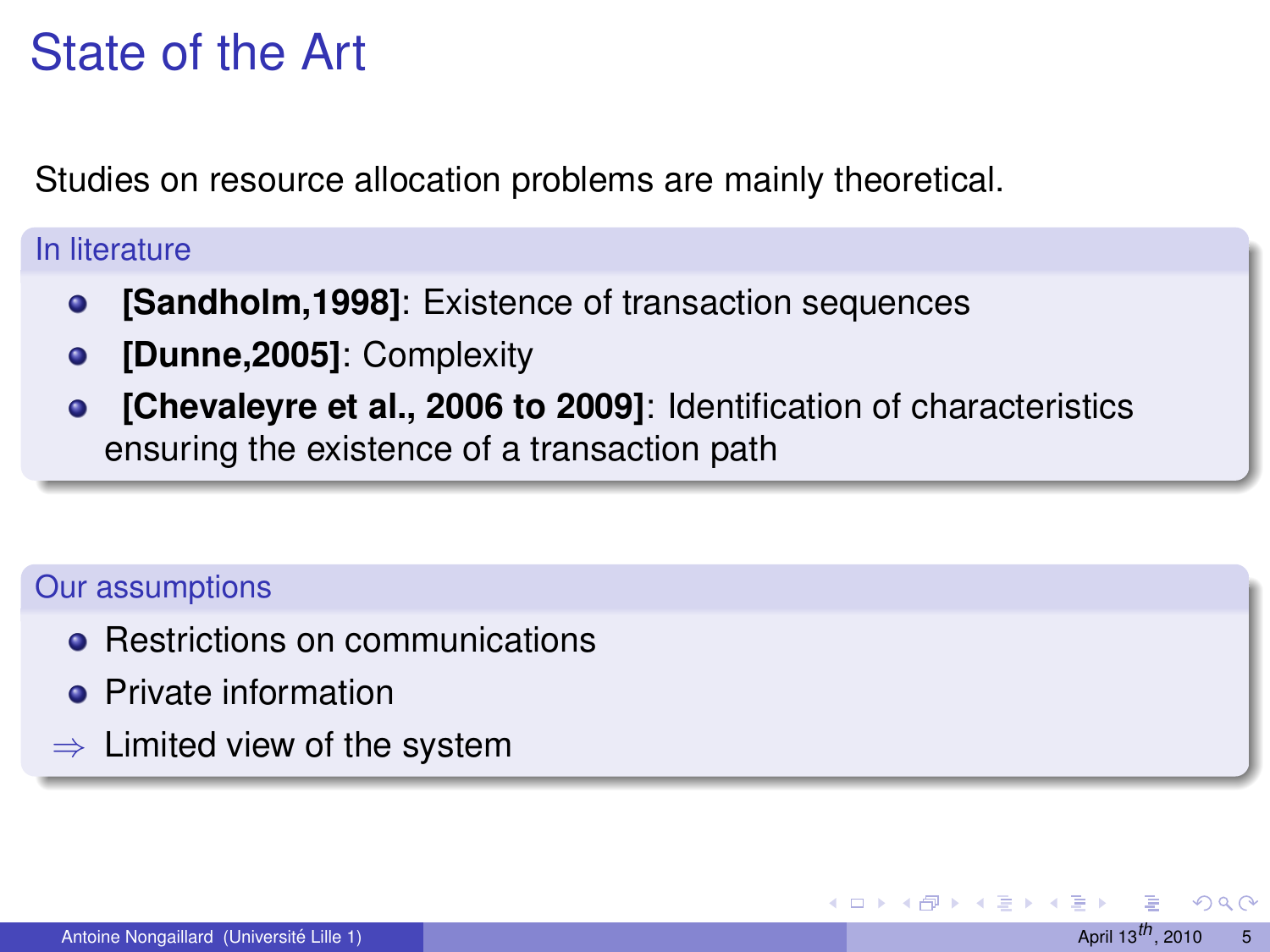# State of the Art

Studies on resource allocation problems are mainly theoretical.

### In literature

- **[Sandholm,1998]**: Existence of transaction sequences
- **[Dunne,2005]**: Complexity
- **[Chevaleyre et al., 2006 to 2009]**: Identification of characteristics ensuring the existence of a transaction path

### Our assumptions

- Restrictions on communications
- Private information

$\Rightarrow$ Limited view of the system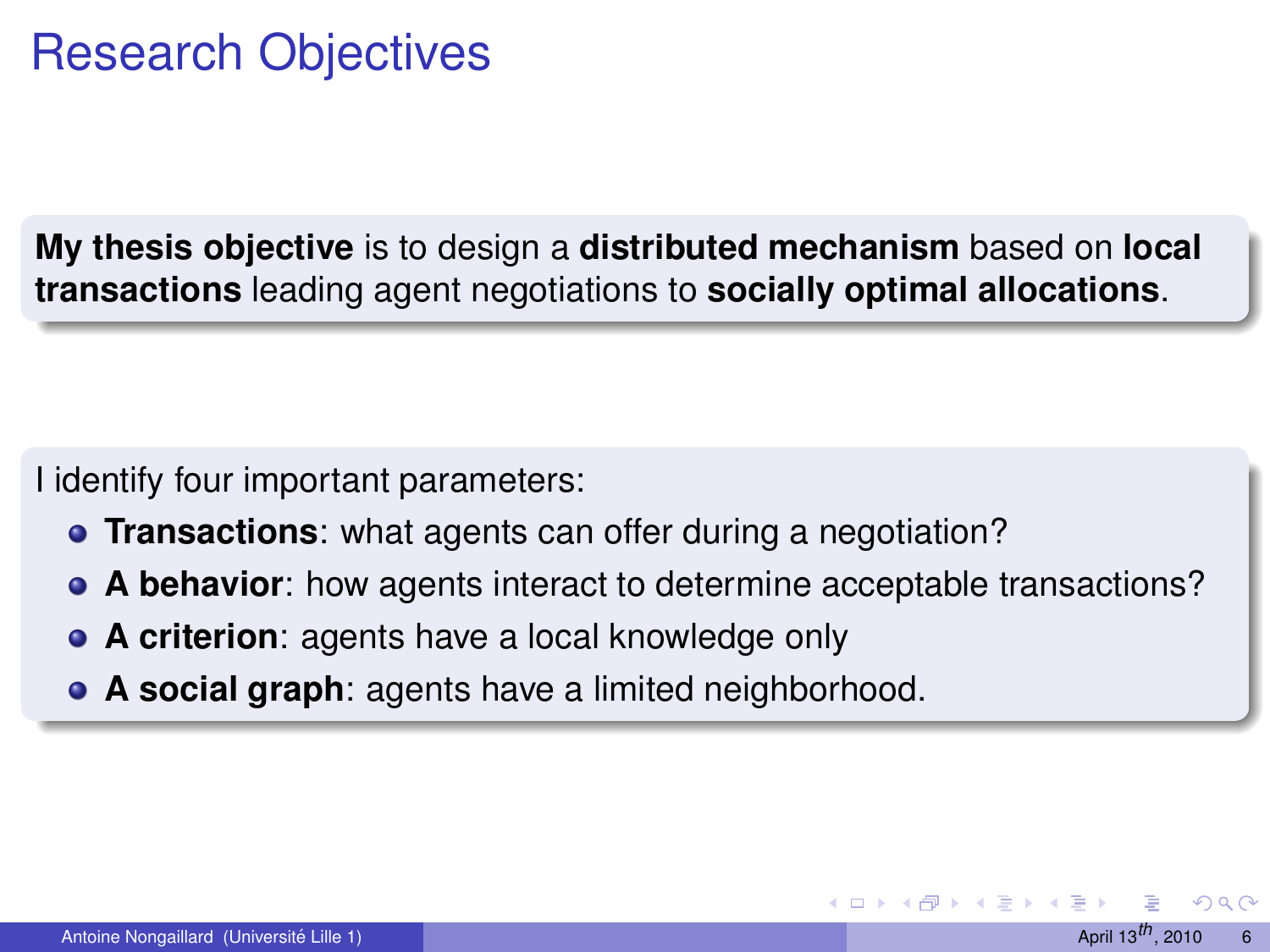# Research Objectives

**My thesis objective** is to design a **distributed mechanism** based on **local transactions** leading agent negotiations to **socially optimal allocations**.

I identify four important parameters:

- **Transactions**: what agents can offer during a negotiation?
- **A behavior**: how agents interact to determine acceptable transactions?
- **A criterion**: agents have a local knowledge only
- **A social graph**: agents have a limited neighborhood.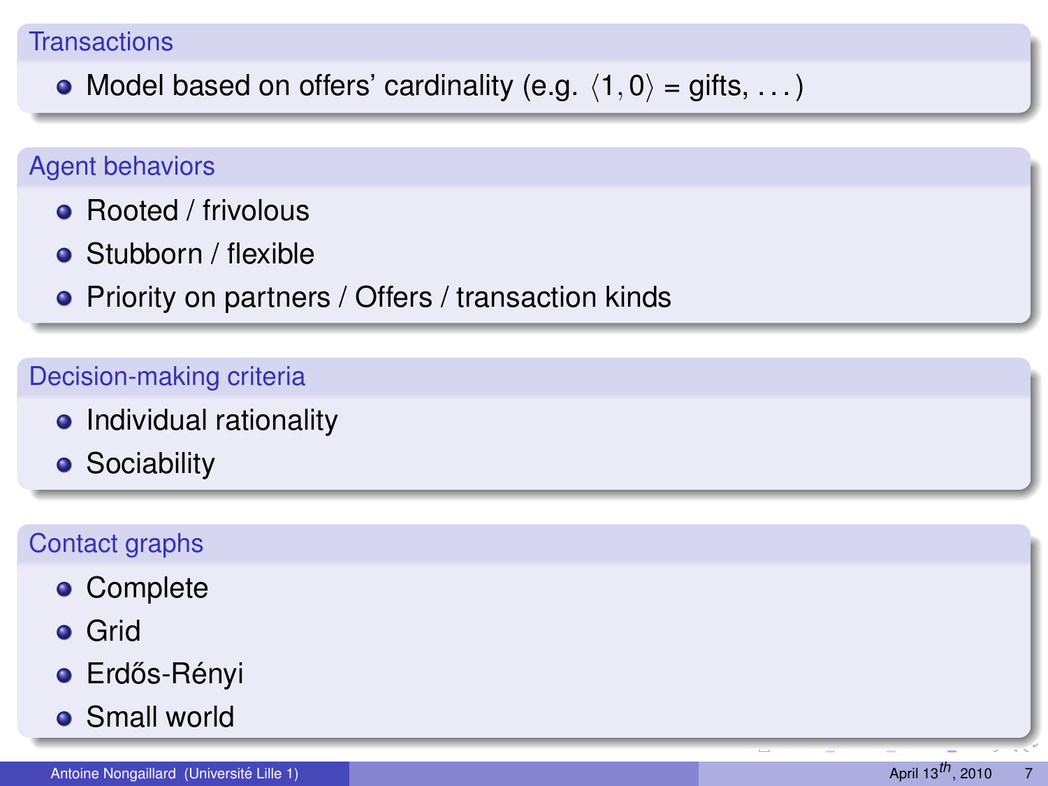### Transactions

- Model based on offers' cardinality (e.g. $\langle 1, 0 \rangle$ = gifts, ...)

### Agent behaviors

- Rooted / frivolous
- Stubborn / flexible
- Priority on partners / Offers / transaction kinds

### Decision-making criteria

- Individual rationality
- Sociability

### Contact graphs

- Complete
- Grid
- Erdős-Rényi
- Small world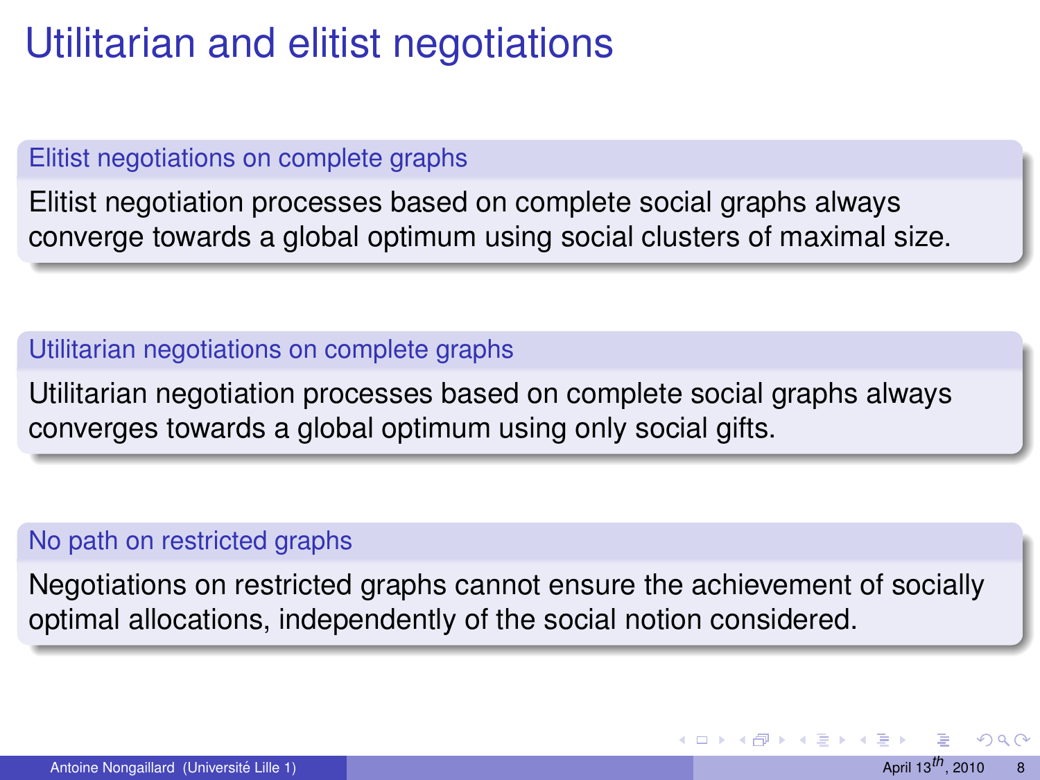# Utilitarian and elitist negotiations

**Elitist negotiations on complete graphs**

Elitist negotiation processes based on complete social graphs always converge towards a global optimum using social clusters of maximal size.

**Utilitarian negotiations on complete graphs**

Utilitarian negotiation processes based on complete social graphs always converges towards a global optimum using only social gifts.

**No path on restricted graphs**

Negotiations on restricted graphs cannot ensure the achievement of socially optimal allocations, independently of the social notion considered.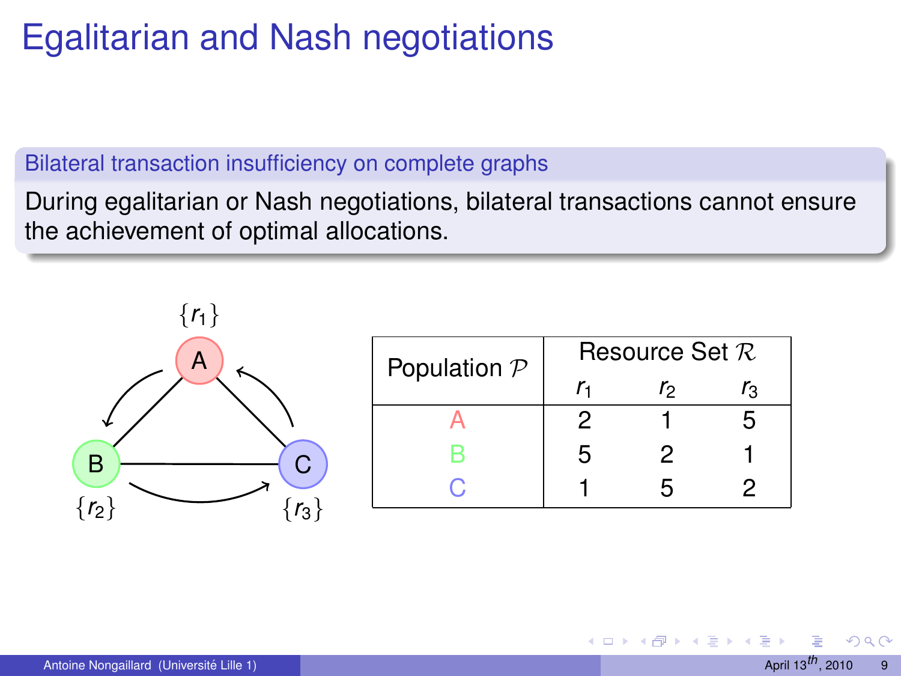# Egalitarian and Nash negotiations

**Bilateral transaction insufficiency on complete graphs**

During egalitarian or Nash negotiations, bilateral transactions cannot ensure the achievement of optimal allocations.

| Population $\mathcal{P}$ | Resource Set $\mathcal{R}$ | | |
|---|---|---|---|
| | $r_1$ | $r_2$ | $r_3$ |
| A | 2 | 1 | 5 |
| B | 5 | 2 | 1 |
| C | 1 | 5 | 2 |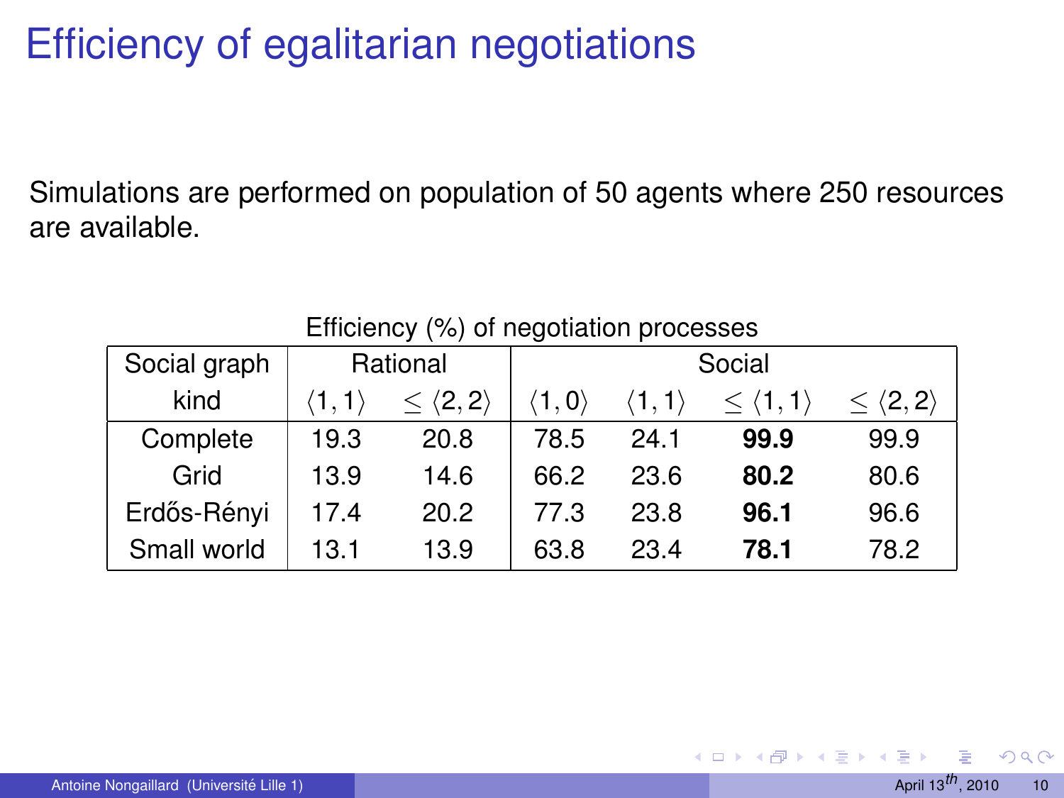# Efficiency of egalitarian negotiations

Simulations are performed on population of 50 agents where 250 resources are available.

Efficiency (%) of negotiation processes

| Social graph kind | Rational | | Social | | | |
|---|---|---|---|---|---|---|
| | $\langle 1, 1\rangle$ | $\leq \langle 2, 2\rangle$ | $\langle 1, 0\rangle$ | $\langle 1, 1\rangle$ | $\leq \langle 1, 1\rangle$ | $\leq \langle 2, 2\rangle$ |
| Complete | 19.3 | 20.8 | 78.5 | 24.1 | **99.9** | 99.9 |
| Grid | 13.9 | 14.6 | 66.2 | 23.6 | **80.2** | 80.6 |
| Erdős-Rényi | 17.4 | 20.2 | 77.3 | 23.8 | **96.1** | 96.6 |
| Small world | 13.1 | 13.9 | 63.8 | 23.4 | **78.1** | 78.2 |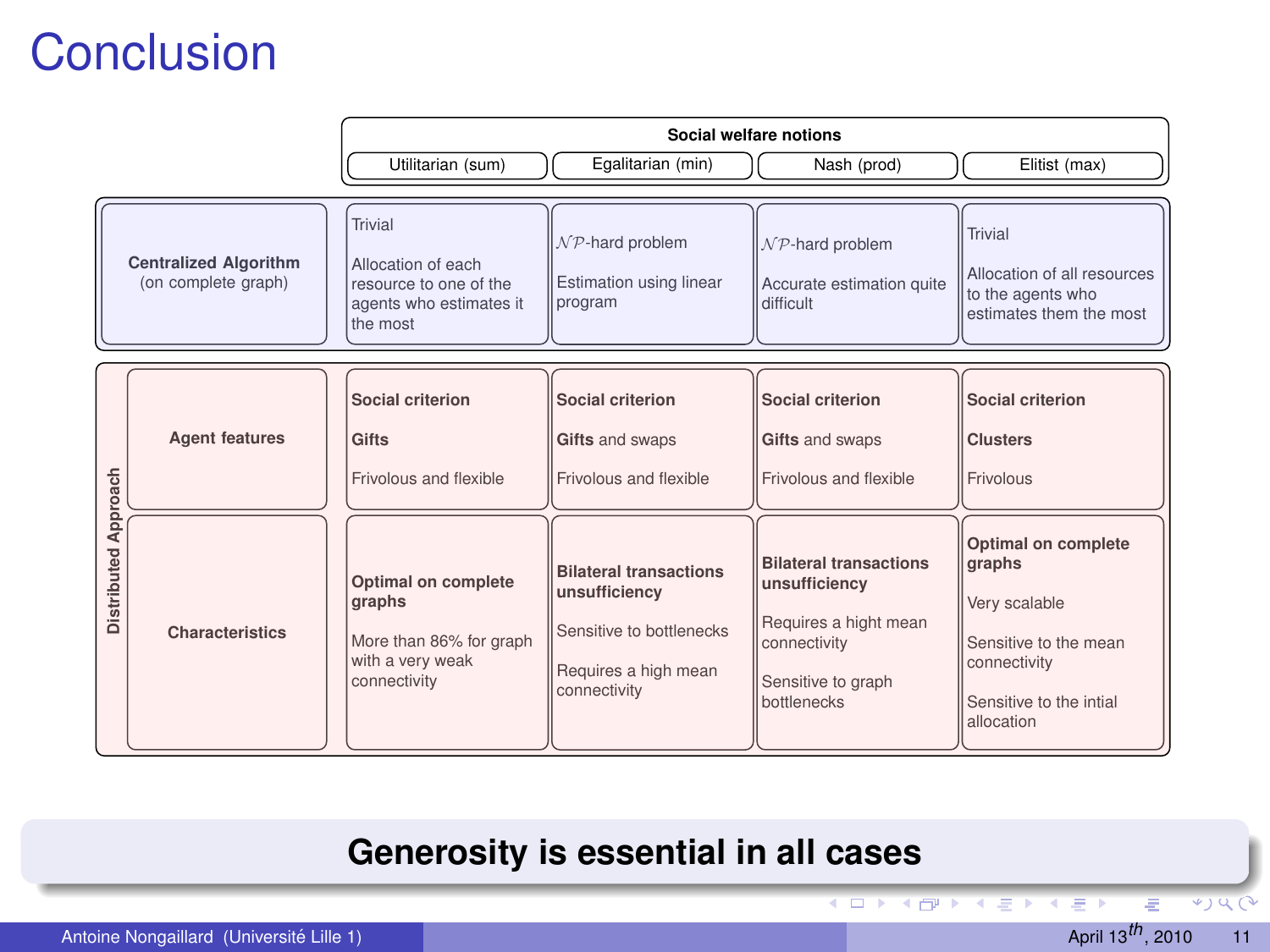# Conclusion

| | | Social welfare notions | | | |
|---|---|---|---|---|---|
| | | Utilitarian (sum) | Egalitarian (min) | Nash (prod) | Elitist (max) |
| **Centralized Algorithm** (on complete graph) | | Trivial<br><br>Allocation of each resource to one of the agents who estimates it the most | $\mathcal{NP}$-hard problem<br><br>Estimation using linear program | $\mathcal{NP}$-hard problem<br><br>Accurate estimation quite difficult | Trivial<br><br>Allocation of all resources to the agents who estimates them the most |
| **Distributed Approach** | **Agent features** | **Social criterion**<br><br>**Gifts**<br><br>Frivolous and flexible | **Social criterion**<br><br>**Gifts** and swaps<br><br>Frivolous and flexible | **Social criterion**<br><br>**Gifts** and swaps<br><br>Frivolous and flexible | **Social criterion**<br><br>**Clusters**<br><br>Frivolous |
| | **Characteristics** | **Optimal on complete graphs**<br><br>More than 86% for graph with a very weak connectivity | **Bilateral transactions unsufficiency**<br><br>Sensitive to bottlenecks<br><br>Requires a high mean connectivity | **Bilateral transactions unsufficiency**<br><br>Requires a hight mean connectivity<br><br>Sensitive to graph bottlenecks | **Optimal on complete graphs**<br><br>Very scalable<br><br>Sensitive to the mean connectivity<br><br>Sensitive to the intial allocation |

**Generosity is essential in all cases**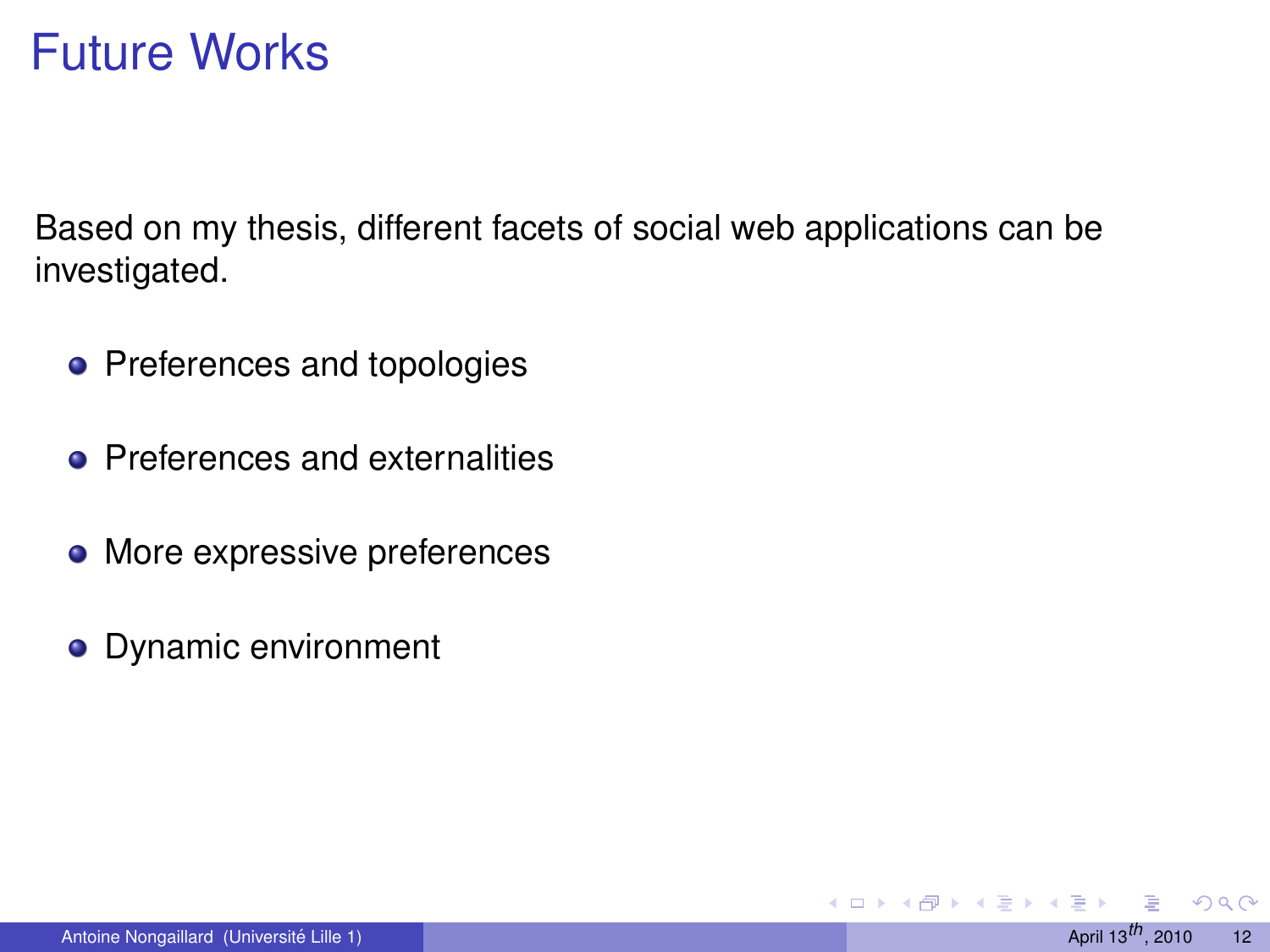# Future Works

Based on my thesis, different facets of social web applications can be investigated.

- Preferences and topologies
- Preferences and externalities
- More expressive preferences
- Dynamic environment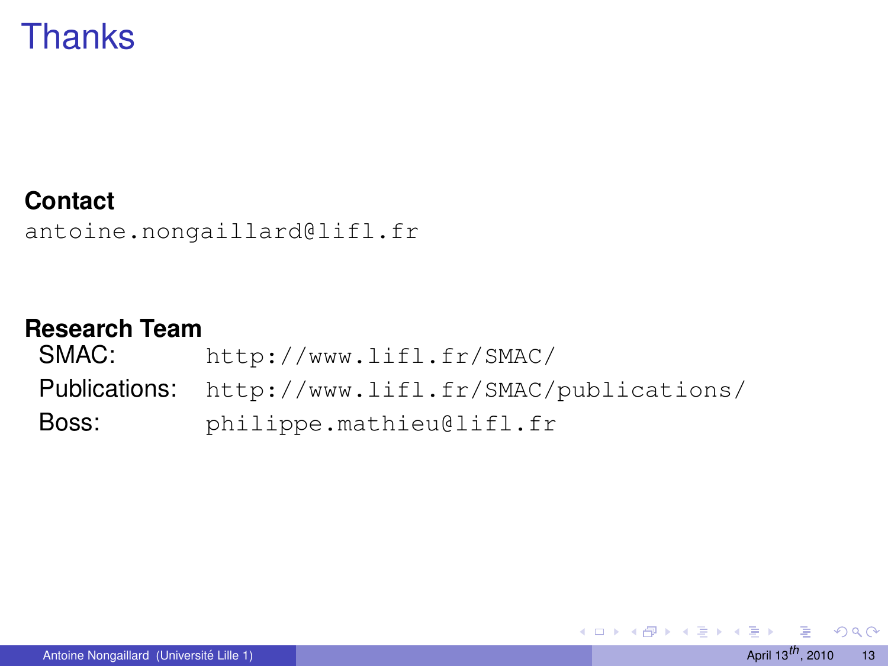# Thanks

**Contact**

antoine.nongaillard@lifl.fr

**Research Team**

| | |
|---|---|
| SMAC: | http://www.lifl.fr/SMAC/ |
| Publications: | http://www.lifl.fr/SMAC/publications/ |
| Boss: | philippe.mathieu@lifl.fr |